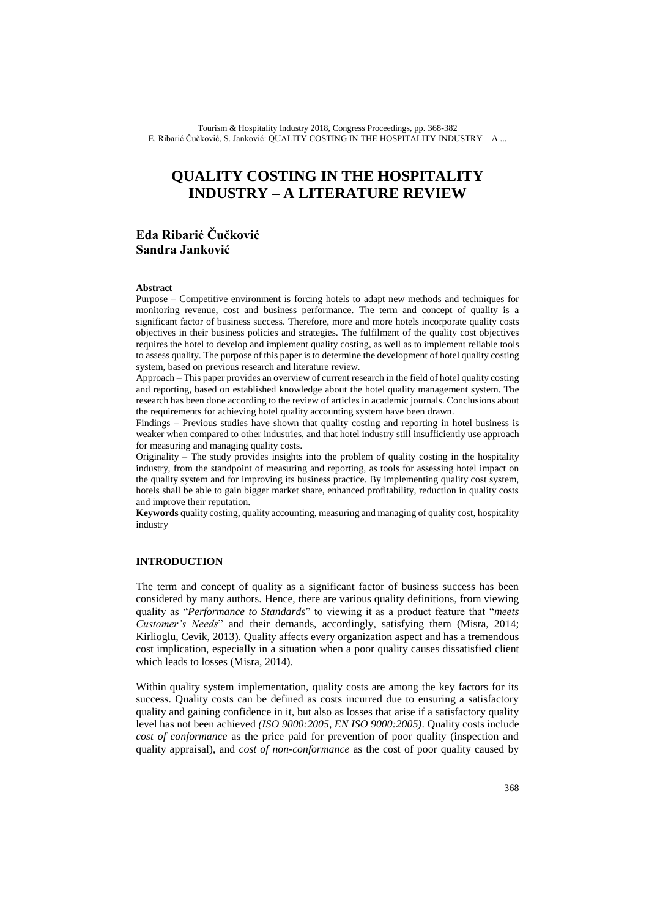# QUALITY COSTING IN THE HOSPITALITY INDUSTRY – A LITERATURE REVIEW

**Eda Ribarić Čučković**
**Sandra Janković**

**Abstract**

Purpose – Competitive environment is forcing hotels to adapt new methods and techniques for monitoring revenue, cost and business performance. The term and concept of quality is a significant factor of business success. Therefore, more and more hotels incorporate quality costs objectives in their business policies and strategies. The fulfilment of the quality cost objectives requires the hotel to develop and implement quality costing, as well as to implement reliable tools to assess quality. The purpose of this paper is to determine the development of hotel quality costing system, based on previous research and literature review.

Approach – This paper provides an overview of current research in the field of hotel quality costing and reporting, based on established knowledge about the hotel quality management system. The research has been done according to the review of articles in academic journals. Conclusions about the requirements for achieving hotel quality accounting system have been drawn.

Findings – Previous studies have shown that quality costing and reporting in hotel business is weaker when compared to other industries, and that hotel industry still insufficiently use approach for measuring and managing quality costs.

Originality – The study provides insights into the problem of quality costing in the hospitality industry, from the standpoint of measuring and reporting, as tools for assessing hotel impact on the quality system and for improving its business practice. By implementing quality cost system, hotels shall be able to gain bigger market share, enhanced profitability, reduction in quality costs and improve their reputation.

**Keywords** quality costing, quality accounting, measuring and managing of quality cost, hospitality industry

## INTRODUCTION

The term and concept of quality as a significant factor of business success has been considered by many authors. Hence, there are various quality definitions, from viewing quality as "*Performance to Standards*" to viewing it as a product feature that "*meets Customer's Needs*" and their demands, accordingly, satisfying them (Misra, 2014; Kirlioglu, Cevik, 2013). Quality affects every organization aspect and has a tremendous cost implication, especially in a situation when a poor quality causes dissatisfied client which leads to losses (Misra, 2014).

Within quality system implementation, quality costs are among the key factors for its success. Quality costs can be defined as costs incurred due to ensuring a satisfactory quality and gaining confidence in it, but also as losses that arise if a satisfactory quality level has not been achieved *(ISO 9000:2005, EN ISO 9000:2005)*. Quality costs include *cost of conformance* as the price paid for prevention of poor quality (inspection and quality appraisal), and *cost of non-conformance* as the cost of poor quality caused by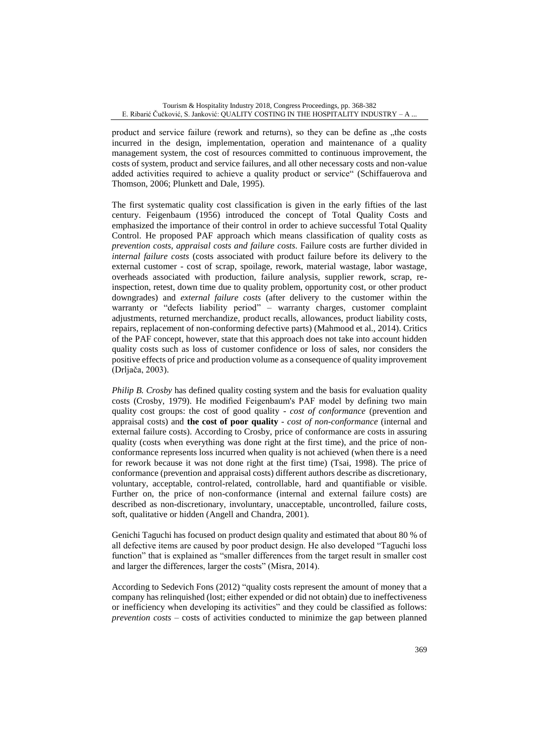product and service failure (rework and returns), so they can be define as „the costs incurred in the design, implementation, operation and maintenance of a quality management system, the cost of resources committed to continuous improvement, the costs of system, product and service failures, and all other necessary costs and non-value added activities required to achieve a quality product or service" (Schiffauerova and Thomson, 2006; Plunkett and Dale, 1995).

The first systematic quality cost classification is given in the early fifties of the last century. Feigenbaum (1956) introduced the concept of Total Quality Costs and emphasized the importance of their control in order to achieve successful Total Quality Control. He proposed PAF approach which means classification of quality costs as *prevention costs, appraisal costs and failure costs*. Failure costs are further divided in *internal failure costs* (costs associated with product failure before its delivery to the external customer - cost of scrap, spoilage, rework, material wastage, labor wastage, overheads associated with production, failure analysis, supplier rework, scrap, re-inspection, retest, down time due to quality problem, opportunity cost, or other product downgrades) and *external failure costs* (after delivery to the customer within the warranty or "defects liability period" – warranty charges, customer complaint adjustments, returned merchandize, product recalls, allowances, product liability costs, repairs, replacement of non-conforming defective parts) (Mahmood et al., 2014). Critics of the PAF concept, however, state that this approach does not take into account hidden quality costs such as loss of customer confidence or loss of sales, nor considers the positive effects of price and production volume as a consequence of quality improvement (Drljača, 2003).

*Philip B. Crosby* has defined quality costing system and the basis for evaluation quality costs (Crosby, 1979). He modified Feigenbaum's PAF model by defining two main quality cost groups: the cost of good quality - *cost of conformance* (prevention and appraisal costs) and **the cost of poor quality** - *cost of non-conformance* (internal and external failure costs). According to Crosby, price of conformance are costs in assuring quality (costs when everything was done right at the first time), and the price of non-conformance represents loss incurred when quality is not achieved (when there is a need for rework because it was not done right at the first time) (Tsai, 1998). The price of conformance (prevention and appraisal costs) different authors describe as discretionary, voluntary, acceptable, control-related, controllable, hard and quantifiable or visible. Further on, the price of non-conformance (internal and external failure costs) are described as non-discretionary, involuntary, unacceptable, uncontrolled, failure costs, soft, qualitative or hidden (Angell and Chandra, 2001).

Genichi Taguchi has focused on product design quality and estimated that about 80 % of all defective items are caused by poor product design. He also developed "Taguchi loss function" that is explained as "smaller differences from the target result in smaller cost and larger the differences, larger the costs" (Misra, 2014).

According to Sedevich Fons (2012) "quality costs represent the amount of money that a company has relinquished (lost; either expended or did not obtain) due to ineffectiveness or inefficiency when developing its activities" and they could be classified as follows: *prevention costs* – costs of activities conducted to minimize the gap between planned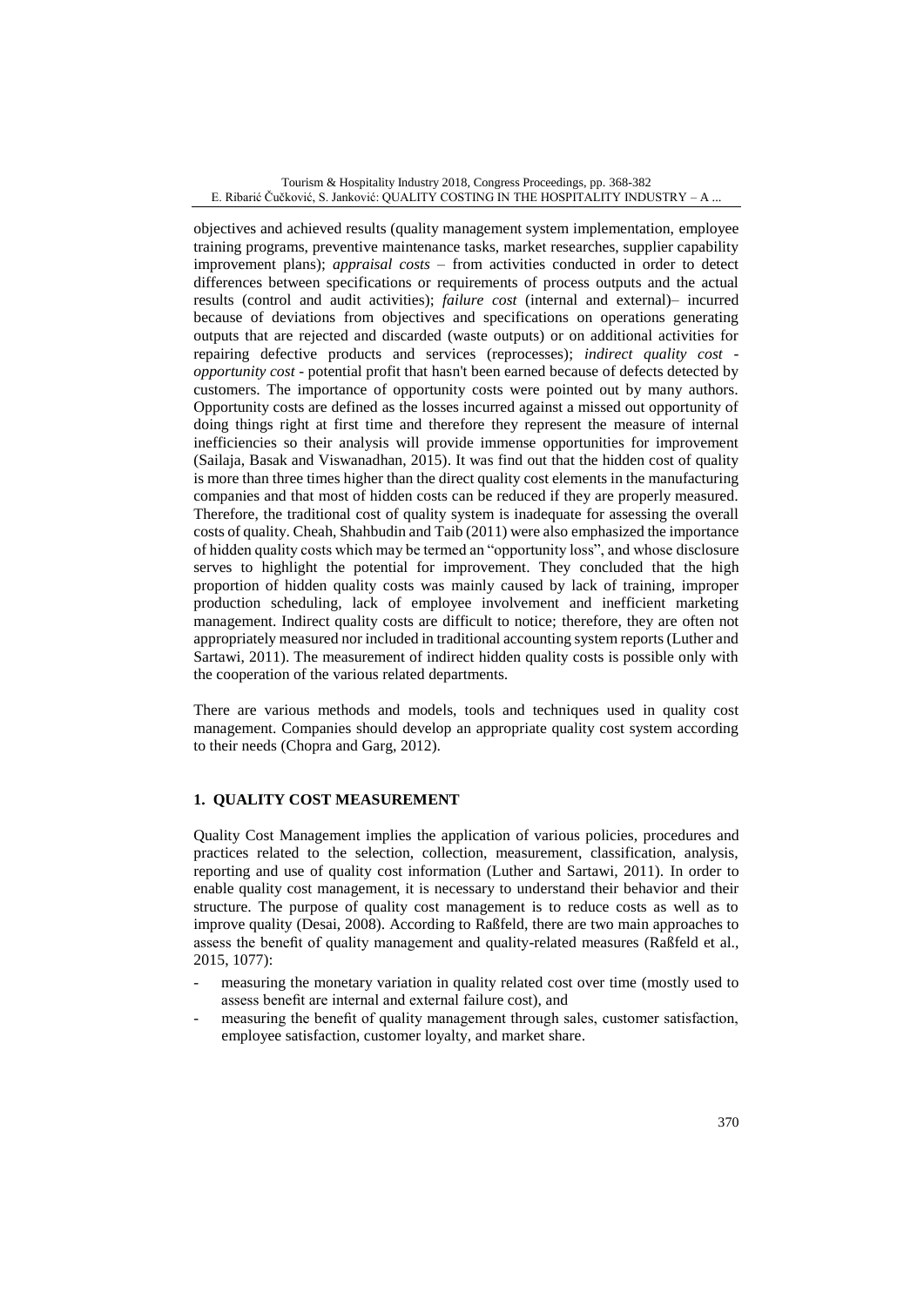objectives and achieved results (quality management system implementation, employee training programs, preventive maintenance tasks, market researches, supplier capability improvement plans); *appraisal costs* – from activities conducted in order to detect differences between specifications or requirements of process outputs and the actual results (control and audit activities); *failure cost* (internal and external)– incurred because of deviations from objectives and specifications on operations generating outputs that are rejected and discarded (waste outputs) or on additional activities for repairing defective products and services (reprocesses); *indirect quality cost - opportunity cost* - potential profit that hasn't been earned because of defects detected by customers. The importance of opportunity costs were pointed out by many authors. Opportunity costs are defined as the losses incurred against a missed out opportunity of doing things right at first time and therefore they represent the measure of internal inefficiencies so their analysis will provide immense opportunities for improvement (Sailaja, Basak and Viswanadhan, 2015). It was find out that the hidden cost of quality is more than three times higher than the direct quality cost elements in the manufacturing companies and that most of hidden costs can be reduced if they are properly measured. Therefore, the traditional cost of quality system is inadequate for assessing the overall costs of quality. Cheah, Shahbudin and Taib (2011) were also emphasized the importance of hidden quality costs which may be termed an "opportunity loss", and whose disclosure serves to highlight the potential for improvement. They concluded that the high proportion of hidden quality costs was mainly caused by lack of training, improper production scheduling, lack of employee involvement and inefficient marketing management. Indirect quality costs are difficult to notice; therefore, they are often not appropriately measured nor included in traditional accounting system reports (Luther and Sartawi, 2011). The measurement of indirect hidden quality costs is possible only with the cooperation of the various related departments.

There are various methods and models, tools and techniques used in quality cost management. Companies should develop an appropriate quality cost system according to their needs (Chopra and Garg, 2012).

## 1. QUALITY COST MEASUREMENT

Quality Cost Management implies the application of various policies, procedures and practices related to the selection, collection, measurement, classification, analysis, reporting and use of quality cost information (Luther and Sartawi, 2011). In order to enable quality cost management, it is necessary to understand their behavior and their structure. The purpose of quality cost management is to reduce costs as well as to improve quality (Desai, 2008). According to Raßfeld, there are two main approaches to assess the benefit of quality management and quality-related measures (Raßfeld et al., 2015, 1077):

- measuring the monetary variation in quality related cost over time (mostly used to assess benefit are internal and external failure cost), and
- measuring the benefit of quality management through sales, customer satisfaction, employee satisfaction, customer loyalty, and market share.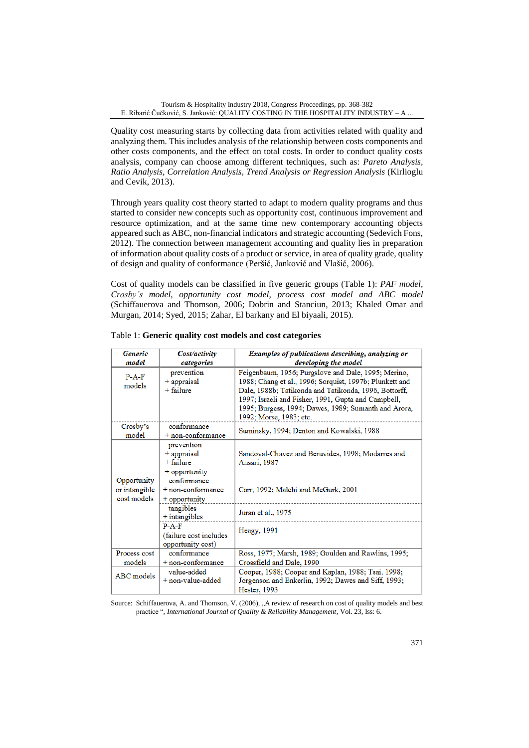Quality cost measuring starts by collecting data from activities related with quality and analyzing them. This includes analysis of the relationship between costs components and other costs components, and the effect on total costs. In order to conduct quality costs analysis, company can choose among different techniques, such as: *Pareto Analysis, Ratio Analysis, Correlation Analysis, Trend Analysis or Regression Analysis* (Kirlioglu and Cevik, 2013).

Through years quality cost theory started to adapt to modern quality programs and thus started to consider new concepts such as opportunity cost, continuous improvement and resource optimization, and at the same time new contemporary accounting objects appeared such as ABC, non-financial indicators and strategic accounting (Sedevich Fons, 2012). The connection between management accounting and quality lies in preparation of information about quality costs of a product or service, in area of quality grade, quality of design and quality of conformance (Peršić, Janković and Vlašić, 2006).

Cost of quality models can be classified in five generic groups (Table 1): *PAF model, Crosby's model, opportunity cost model, process cost model and ABC model* (Schiffauerova and Thomson, 2006; Dobrin and Stanciun, 2013; Khaled Omar and Murgan, 2014; Syed, 2015; Zahar, El barkany and El biyaali, 2015).

Table 1: **Generic quality cost models and cost categories**

| ***Generic model*** | ***Cost/activity categories*** | ***Examples of publications describing, analyzing or developing the model*** |
|---|---|---|
| P-A-F models | prevention + appraisal + failure | Feigenbaum, 1956; Purgslove and Dale, 1995; Merino, 1988; Chang et al., 1996; Sorquist, 1997b; Plunkett and Dale, 1988b; Tatikonda and Tatikonda, 1996, Bottorff, 1997; Israeli and Fisher, 1991, Gupta and Campbell, 1995; Burgess, 1994; Dawes, 1989; Sumanth and Arora, 1992; Morse, 1983; etc. |
| Crosby's model | conformance + non-conformance | Suminsky, 1994; Denton and Kowalski, 1988 |
| Opportunity or intangible cost models | prevention + appraisal + failure + opportunity | Sandoval-Chavez and Beruvides, 1998; Modarres and Ansari, 1987 |
| | conformance + non-conformance + opportunity | Carr, 1992; Malchi and McGurk, 2001 |
| | tangibles + intangibles | Juran et al., 1975 |
| | P-A-F (failure cost includes opportunity cost) | Heagy, 1991 |
| Process cost models | conformance + non-conformance | Ross, 1977; Marsh, 1989; Goulden and Rawlins, 1995; Crossfield and Dale, 1990 |
| ABC models | value-added + non-value-added | Cooper, 1988; Cooper and Kaplan, 1988; Tsai, 1998; Jorgenson and Enkerlin, 1992; Dawes and Siff, 1993; Hester, 1993 |

Source: Schiffauerova, A. and Thomson, V. (2006), „A review of research on cost of quality models and best practice ", *International Journal of Quality & Reliability Management*, Vol. 23, Iss: 6.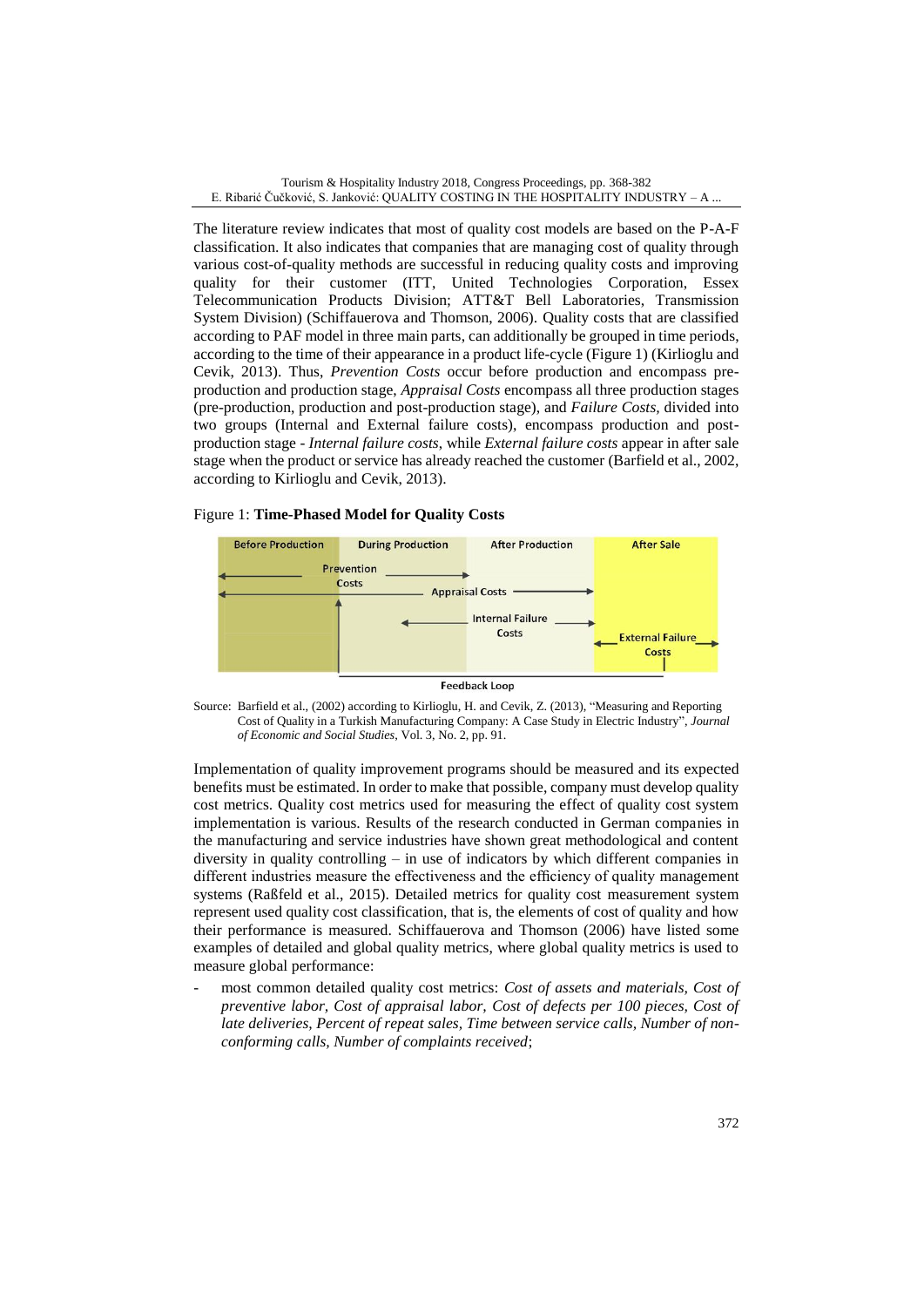The literature review indicates that most of quality cost models are based on the P-A-F classification. It also indicates that companies that are managing cost of quality through various cost-of-quality methods are successful in reducing quality costs and improving quality for their customer (ITT, United Technologies Corporation, Essex Telecommunication Products Division; ATT&T Bell Laboratories, Transmission System Division) (Schiffauerova and Thomson, 2006). Quality costs that are classified according to PAF model in three main parts, can additionally be grouped in time periods, according to the time of their appearance in a product life-cycle (Figure 1) (Kirlioglu and Cevik, 2013). Thus, *Prevention Costs* occur before production and encompass pre-production and production stage, *Appraisal Costs* encompass all three production stages (pre-production, production and post-production stage), and *Failure Costs*, divided into two groups (Internal and External failure costs), encompass production and post-production stage - *Internal failure costs*, while *External failure costs* appear in after sale stage when the product or service has already reached the customer (Barfield et al., 2002, according to Kirlioglu and Cevik, 2013).

Figure 1: **Time-Phased Model for Quality Costs**

| Before Production | During Production | After Production | After Sale |
|---|---|---|---|
| Prevention Costs | Prevention Costs | | |
| Appraisal Costs | Appraisal Costs | Appraisal Costs | |
| | Internal Failure Costs | Internal Failure Costs | |
| | | | External Failure Costs |

Feedback Loop

Source: Barfield et al., (2002) according to Kirlioglu, H. and Cevik, Z. (2013), "Measuring and Reporting Cost of Quality in a Turkish Manufacturing Company: A Case Study in Electric Industry", *Journal of Economic and Social Studies*, Vol. 3, No. 2, pp. 91.

Implementation of quality improvement programs should be measured and its expected benefits must be estimated. In order to make that possible, company must develop quality cost metrics. Quality cost metrics used for measuring the effect of quality cost system implementation is various. Results of the research conducted in German companies in the manufacturing and service industries have shown great methodological and content diversity in quality controlling – in use of indicators by which different companies in different industries measure the effectiveness and the efficiency of quality management systems (Raßfeld et al., 2015). Detailed metrics for quality cost measurement system represent used quality cost classification, that is, the elements of cost of quality and how their performance is measured. Schiffauerova and Thomson (2006) have listed some examples of detailed and global quality metrics, where global quality metrics is used to measure global performance:

- most common detailed quality cost metrics: *Cost of assets and materials, Cost of preventive labor, Cost of appraisal labor, Cost of defects per 100 pieces, Cost of late deliveries, Percent of repeat sales, Time between service calls, Number of non-conforming calls, Number of complaints received*;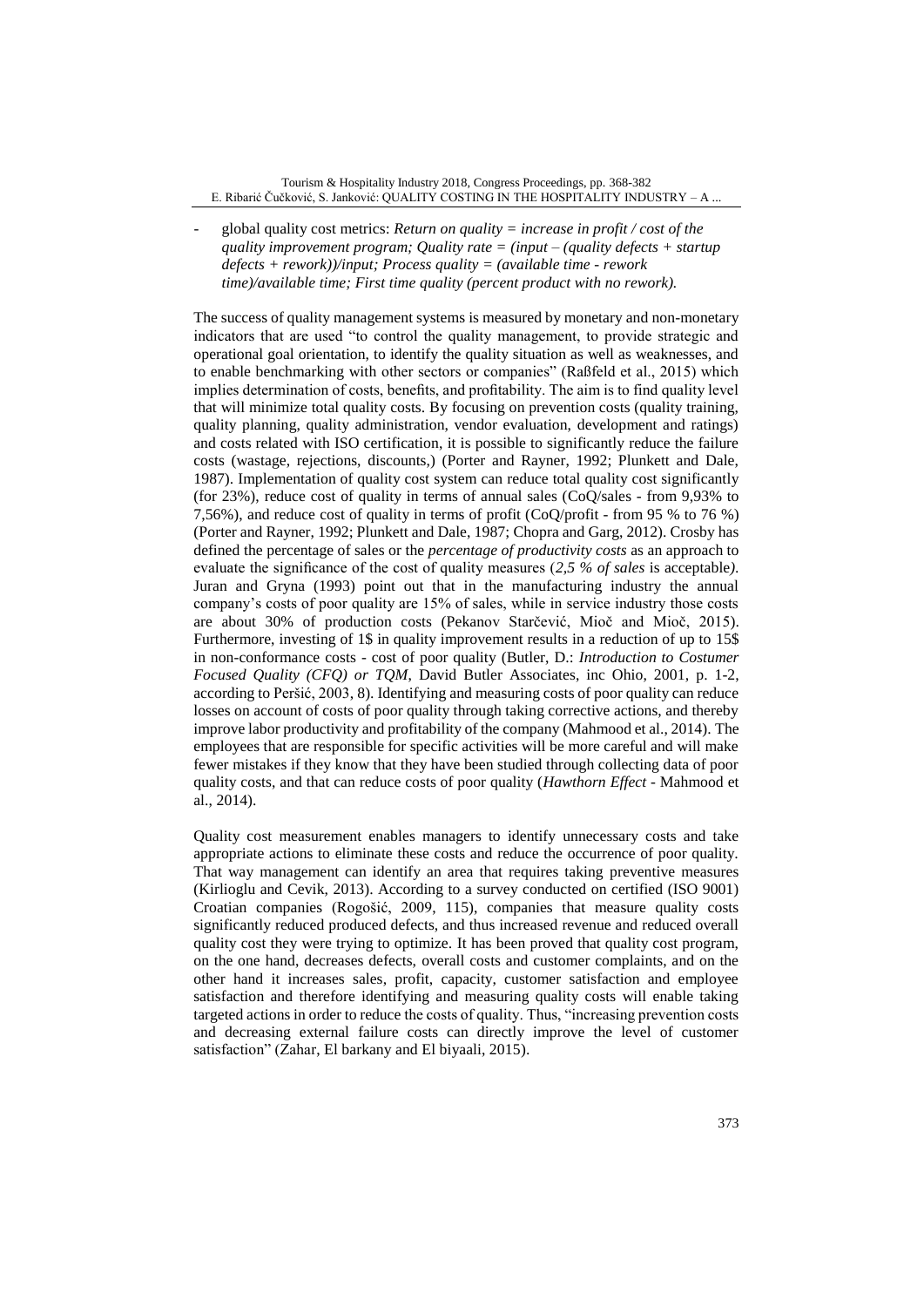- global quality cost metrics: *Return on quality = increase in profit / cost of the quality improvement program; Quality rate = (input – (quality defects + startup defects + rework))/input; Process quality = (available time - rework time)/available time; First time quality (percent product with no rework).*

The success of quality management systems is measured by monetary and non-monetary indicators that are used "to control the quality management, to provide strategic and operational goal orientation, to identify the quality situation as well as weaknesses, and to enable benchmarking with other sectors or companies" (Raßfeld et al., 2015) which implies determination of costs, benefits, and profitability. The aim is to find quality level that will minimize total quality costs. By focusing on prevention costs (quality training, quality planning, quality administration, vendor evaluation, development and ratings) and costs related with ISO certification, it is possible to significantly reduce the failure costs (wastage, rejections, discounts,) (Porter and Rayner, 1992; Plunkett and Dale, 1987). Implementation of quality cost system can reduce total quality cost significantly (for 23%), reduce cost of quality in terms of annual sales (CoQ/sales - from 9,93% to 7,56%), and reduce cost of quality in terms of profit (CoQ/profit - from 95 % to 76 %) (Porter and Rayner, 1992; Plunkett and Dale, 1987; Chopra and Garg, 2012). Crosby has defined the percentage of sales or the *percentage of productivity costs* as an approach to evaluate the significance of the cost of quality measures (*2,5 % of sales* is acceptable*).* Juran and Gryna (1993) point out that in the manufacturing industry the annual company's costs of poor quality are 15% of sales, while in service industry those costs are about 30% of production costs (Pekanov Starčević, Mioč and Mioč, 2015). Furthermore, investing of 1$ in quality improvement results in a reduction of up to 15$ in non-conformance costs - cost of poor quality (Butler, D.: *Introduction to Costumer Focused Quality (CFQ) or TQM*, David Butler Associates, inc Ohio, 2001, p. 1-2, according to Peršić, 2003, 8). Identifying and measuring costs of poor quality can reduce losses on account of costs of poor quality through taking corrective actions, and thereby improve labor productivity and profitability of the company (Mahmood et al., 2014). The employees that are responsible for specific activities will be more careful and will make fewer mistakes if they know that they have been studied through collecting data of poor quality costs, and that can reduce costs of poor quality (*Hawthorn Effect* - Mahmood et al., 2014).

Quality cost measurement enables managers to identify unnecessary costs and take appropriate actions to eliminate these costs and reduce the occurrence of poor quality. That way management can identify an area that requires taking preventive measures (Kirlioglu and Cevik, 2013). According to a survey conducted on certified (ISO 9001) Croatian companies (Rogošić, 2009, 115), companies that measure quality costs significantly reduced produced defects, and thus increased revenue and reduced overall quality cost they were trying to optimize. It has been proved that quality cost program, on the one hand, decreases defects, overall costs and customer complaints, and on the other hand it increases sales, profit, capacity, customer satisfaction and employee satisfaction and therefore identifying and measuring quality costs will enable taking targeted actions in order to reduce the costs of quality. Thus, "increasing prevention costs and decreasing external failure costs can directly improve the level of customer satisfaction" (Zahar, El barkany and El biyaali, 2015).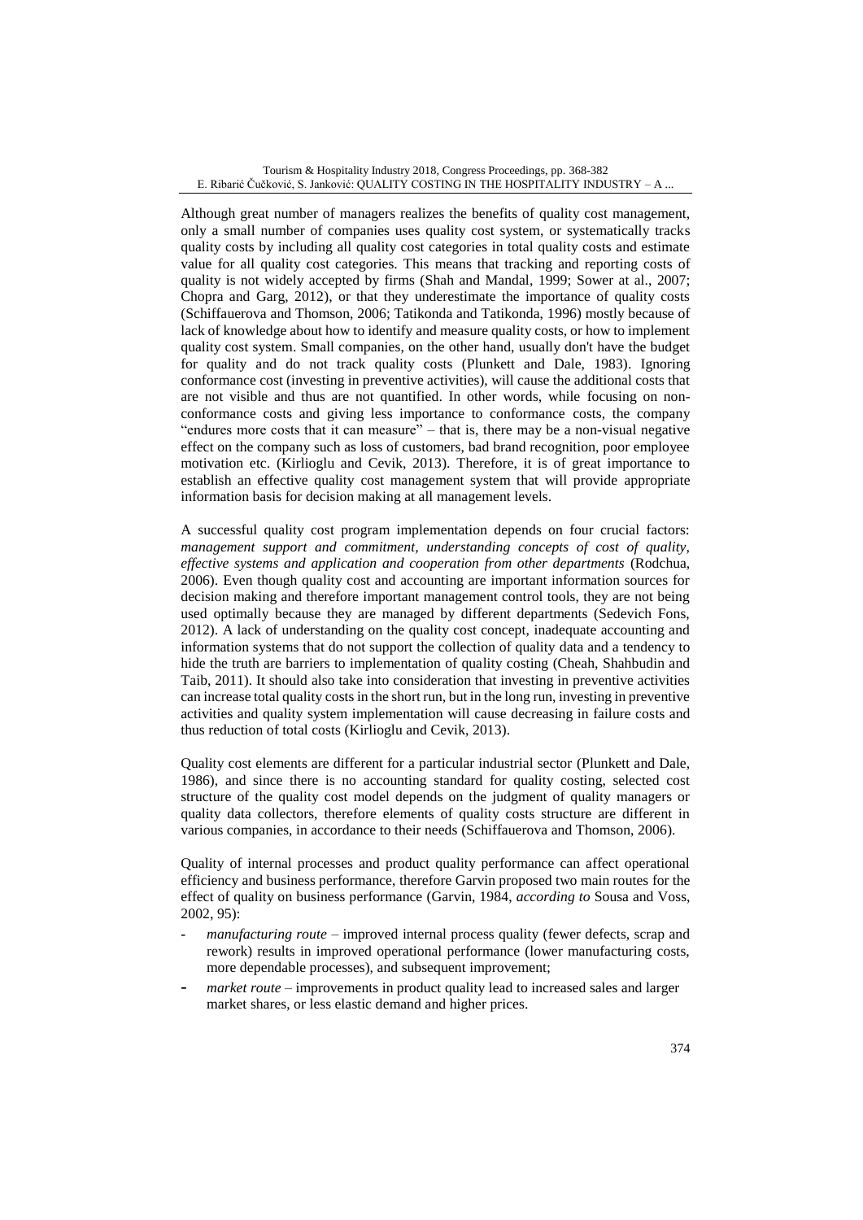Although great number of managers realizes the benefits of quality cost management, only a small number of companies uses quality cost system, or systematically tracks quality costs by including all quality cost categories in total quality costs and estimate value for all quality cost categories. This means that tracking and reporting costs of quality is not widely accepted by firms (Shah and Mandal, 1999; Sower at al., 2007; Chopra and Garg, 2012), or that they underestimate the importance of quality costs (Schiffauerova and Thomson, 2006; Tatikonda and Tatikonda, 1996) mostly because of lack of knowledge about how to identify and measure quality costs, or how to implement quality cost system. Small companies, on the other hand, usually don't have the budget for quality and do not track quality costs (Plunkett and Dale, 1983). Ignoring conformance cost (investing in preventive activities), will cause the additional costs that are not visible and thus are not quantified. In other words, while focusing on non-conformance costs and giving less importance to conformance costs, the company "endures more costs that it can measure" – that is, there may be a non-visual negative effect on the company such as loss of customers, bad brand recognition, poor employee motivation etc. (Kirlioglu and Cevik, 2013). Therefore, it is of great importance to establish an effective quality cost management system that will provide appropriate information basis for decision making at all management levels.

A successful quality cost program implementation depends on four crucial factors: *management support and commitment, understanding concepts of cost of quality, effective systems and application and cooperation from other departments* (Rodchua, 2006). Even though quality cost and accounting are important information sources for decision making and therefore important management control tools, they are not being used optimally because they are managed by different departments (Sedevich Fons, 2012). A lack of understanding on the quality cost concept, inadequate accounting and information systems that do not support the collection of quality data and a tendency to hide the truth are barriers to implementation of quality costing (Cheah, Shahbudin and Taib, 2011). It should also take into consideration that investing in preventive activities can increase total quality costs in the short run, but in the long run, investing in preventive activities and quality system implementation will cause decreasing in failure costs and thus reduction of total costs (Kirlioglu and Cevik, 2013).

Quality cost elements are different for a particular industrial sector (Plunkett and Dale, 1986), and since there is no accounting standard for quality costing, selected cost structure of the quality cost model depends on the judgment of quality managers or quality data collectors, therefore elements of quality costs structure are different in various companies, in accordance to their needs (Schiffauerova and Thomson, 2006).

Quality of internal processes and product quality performance can affect operational efficiency and business performance, therefore Garvin proposed two main routes for the effect of quality on business performance (Garvin, 1984, *according to* Sousa and Voss, 2002, 95):

- *manufacturing route* – improved internal process quality (fewer defects, scrap and rework) results in improved operational performance (lower manufacturing costs, more dependable processes), and subsequent improvement;
- *market route* – improvements in product quality lead to increased sales and larger market shares, or less elastic demand and higher prices.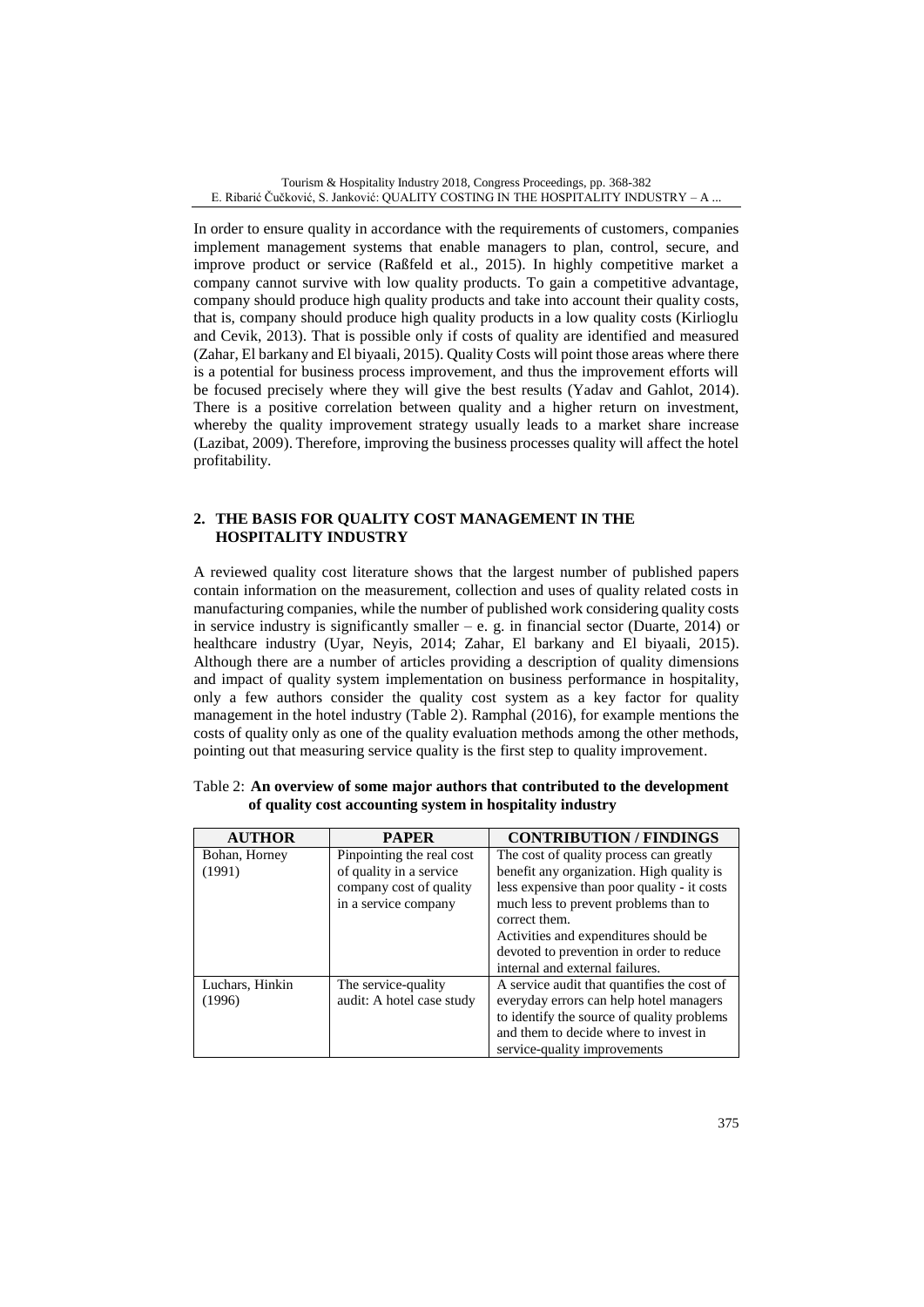In order to ensure quality in accordance with the requirements of customers, companies implement management systems that enable managers to plan, control, secure, and improve product or service (Raßfeld et al., 2015). In highly competitive market a company cannot survive with low quality products. To gain a competitive advantage, company should produce high quality products and take into account their quality costs, that is, company should produce high quality products in a low quality costs (Kirlioglu and Cevik, 2013). That is possible only if costs of quality are identified and measured (Zahar, El barkany and El biyaali, 2015). Quality Costs will point those areas where there is a potential for business process improvement, and thus the improvement efforts will be focused precisely where they will give the best results (Yadav and Gahlot, 2014). There is a positive correlation between quality and a higher return on investment, whereby the quality improvement strategy usually leads to a market share increase (Lazibat, 2009). Therefore, improving the business processes quality will affect the hotel profitability.

## 2. THE BASIS FOR QUALITY COST MANAGEMENT IN THE HOSPITALITY INDUSTRY

A reviewed quality cost literature shows that the largest number of published papers contain information on the measurement, collection and uses of quality related costs in manufacturing companies, while the number of published work considering quality costs in service industry is significantly smaller – e. g. in financial sector (Duarte, 2014) or healthcare industry (Uyar, Neyis, 2014; Zahar, El barkany and El biyaali, 2015). Although there are a number of articles providing a description of quality dimensions and impact of quality system implementation on business performance in hospitality, only a few authors consider the quality cost system as a key factor for quality management in the hotel industry (Table 2). Ramphal (2016), for example mentions the costs of quality only as one of the quality evaluation methods among the other methods, pointing out that measuring service quality is the first step to quality improvement.

Table 2: **An overview of some major authors that contributed to the development of quality cost accounting system in hospitality industry**

| AUTHOR | PAPER | CONTRIBUTION / FINDINGS |
|---|---|---|
| Bohan, Horney (1991) | Pinpointing the real cost of quality in a service company cost of quality in a service company | The cost of quality process can greatly benefit any organization. High quality is less expensive than poor quality - it costs much less to prevent problems than to correct them. Activities and expenditures should be devoted to prevention in order to reduce internal and external failures. |
| Luchars, Hinkin (1996) | The service-quality audit: A hotel case study | A service audit that quantifies the cost of everyday errors can help hotel managers to identify the source of quality problems and them to decide where to invest in service-quality improvements |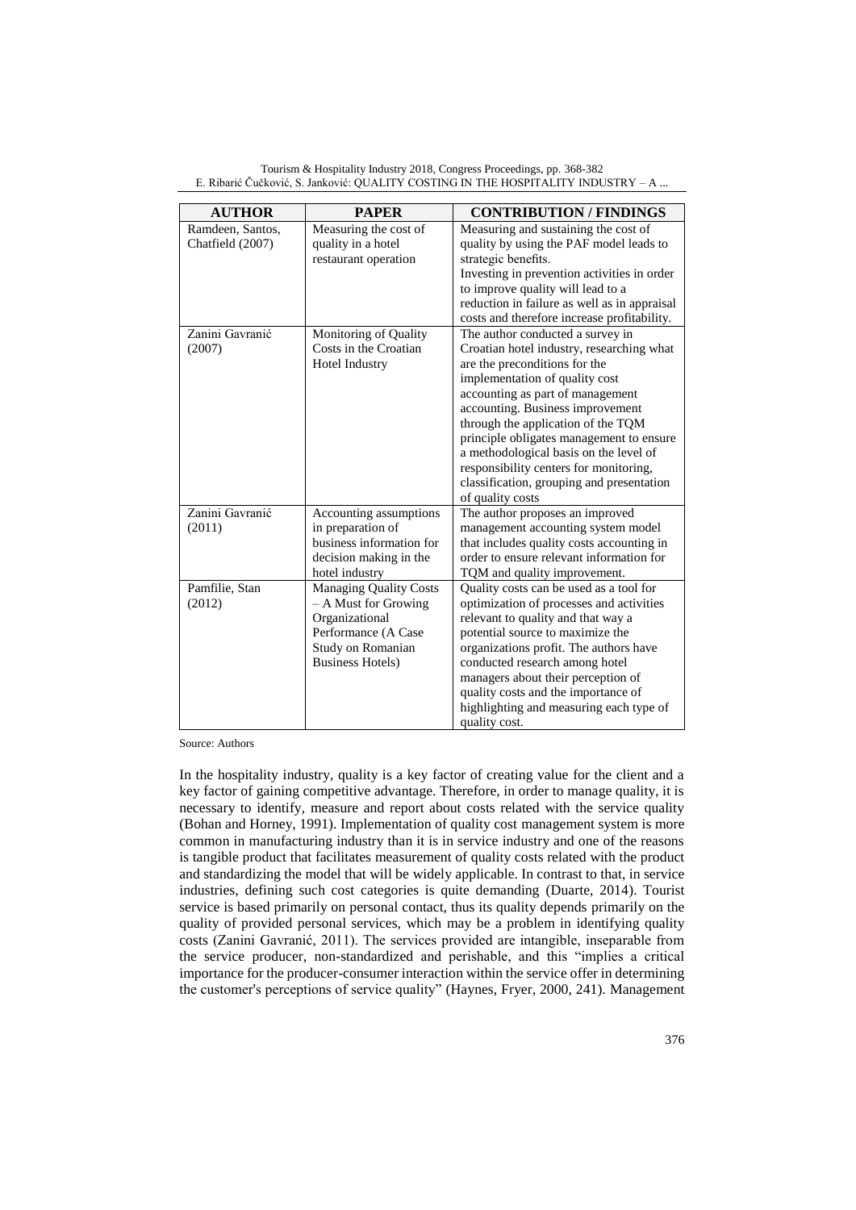| AUTHOR | PAPER | CONTRIBUTION / FINDINGS |
|---|---|---|
| Ramdeen, Santos, Chatfield (2007) | Measuring the cost of quality in a hotel restaurant operation | Measuring and sustaining the cost of quality by using the PAF model leads to strategic benefits. Investing in prevention activities in order to improve quality will lead to a reduction in failure as well as in appraisal costs and therefore increase profitability. |
| Zanini Gavranić (2007) | Monitoring of Quality Costs in the Croatian Hotel Industry | The author conducted a survey in Croatian hotel industry, researching what are the preconditions for the implementation of quality cost accounting as part of management accounting. Business improvement through the application of the TQM principle obligates management to ensure a methodological basis on the level of responsibility centers for monitoring, classification, grouping and presentation of quality costs |
| Zanini Gavranić (2011) | Accounting assumptions in preparation of business information for decision making in the hotel industry | The author proposes an improved management accounting system model that includes quality costs accounting in order to ensure relevant information for TQM and quality improvement. |
| Pamfilie, Stan (2012) | Managing Quality Costs – A Must for Growing Organizational Performance (A Case Study on Romanian Business Hotels) | Quality costs can be used as a tool for optimization of processes and activities relevant to quality and that way a potential source to maximize the organizations profit. The authors have conducted research among hotel managers about their perception of quality costs and the importance of highlighting and measuring each type of quality cost. |

Source: Authors

In the hospitality industry, quality is a key factor of creating value for the client and a key factor of gaining competitive advantage. Therefore, in order to manage quality, it is necessary to identify, measure and report about costs related with the service quality (Bohan and Horney, 1991). Implementation of quality cost management system is more common in manufacturing industry than it is in service industry and one of the reasons is tangible product that facilitates measurement of quality costs related with the product and standardizing the model that will be widely applicable. In contrast to that, in service industries, defining such cost categories is quite demanding (Duarte, 2014). Tourist service is based primarily on personal contact, thus its quality depends primarily on the quality of provided personal services, which may be a problem in identifying quality costs (Zanini Gavranić, 2011). The services provided are intangible, inseparable from the service producer, non-standardized and perishable, and this "implies a critical importance for the producer-consumer interaction within the service offer in determining the customer's perceptions of service quality" (Haynes, Fryer, 2000, 241). Management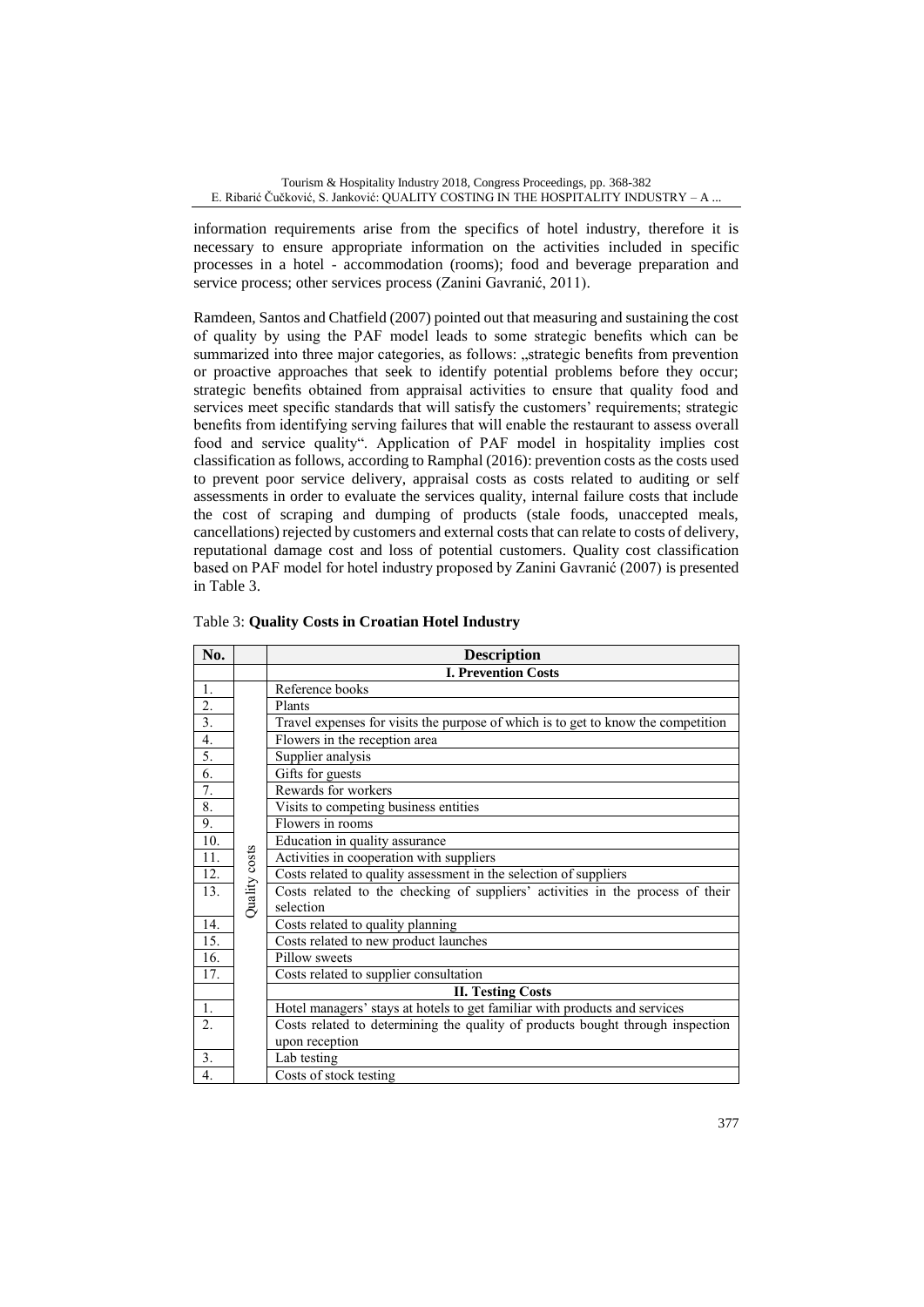information requirements arise from the specifics of hotel industry, therefore it is necessary to ensure appropriate information on the activities included in specific processes in a hotel - accommodation (rooms); food and beverage preparation and service process; other services process (Zanini Gavranić, 2011).

Ramdeen, Santos and Chatfield (2007) pointed out that measuring and sustaining the cost of quality by using the PAF model leads to some strategic benefits which can be summarized into three major categories, as follows: „strategic benefits from prevention or proactive approaches that seek to identify potential problems before they occur; strategic benefits obtained from appraisal activities to ensure that quality food and services meet specific standards that will satisfy the customers' requirements; strategic benefits from identifying serving failures that will enable the restaurant to assess overall food and service quality". Application of PAF model in hospitality implies cost classification as follows, according to Ramphal (2016): prevention costs as the costs used to prevent poor service delivery, appraisal costs as costs related to auditing or self assessments in order to evaluate the services quality, internal failure costs that include the cost of scraping and dumping of products (stale foods, unaccepted meals, cancellations) rejected by customers and external costs that can relate to costs of delivery, reputational damage cost and loss of potential customers. Quality cost classification based on PAF model for hotel industry proposed by Zanini Gavranić (2007) is presented in Table 3.

Table 3: **Quality Costs in Croatian Hotel Industry**

| No. | | Description |
|---|---|---|
| | | **I. Prevention Costs** |
| 1. | Quality costs | Reference books |
| 2. | | Plants |
| 3. | | Travel expenses for visits the purpose of which is to get to know the competition |
| 4. | | Flowers in the reception area |
| 5. | | Supplier analysis |
| 6. | | Gifts for guests |
| 7. | | Rewards for workers |
| 8. | | Visits to competing business entities |
| 9. | | Flowers in rooms |
| 10. | | Education in quality assurance |
| 11. | | Activities in cooperation with suppliers |
| 12. | | Costs related to quality assessment in the selection of suppliers |
| 13. | | Costs related to the checking of suppliers' activities in the process of their selection |
| 14. | | Costs related to quality planning |
| 15. | | Costs related to new product launches |
| 16. | | Pillow sweets |
| 17. | | Costs related to supplier consultation |
| | | **II. Testing Costs** |
| 1. | | Hotel managers' stays at hotels to get familiar with products and services |
| 2. | | Costs related to determining the quality of products bought through inspection upon reception |
| 3. | | Lab testing |
| 4. | | Costs of stock testing |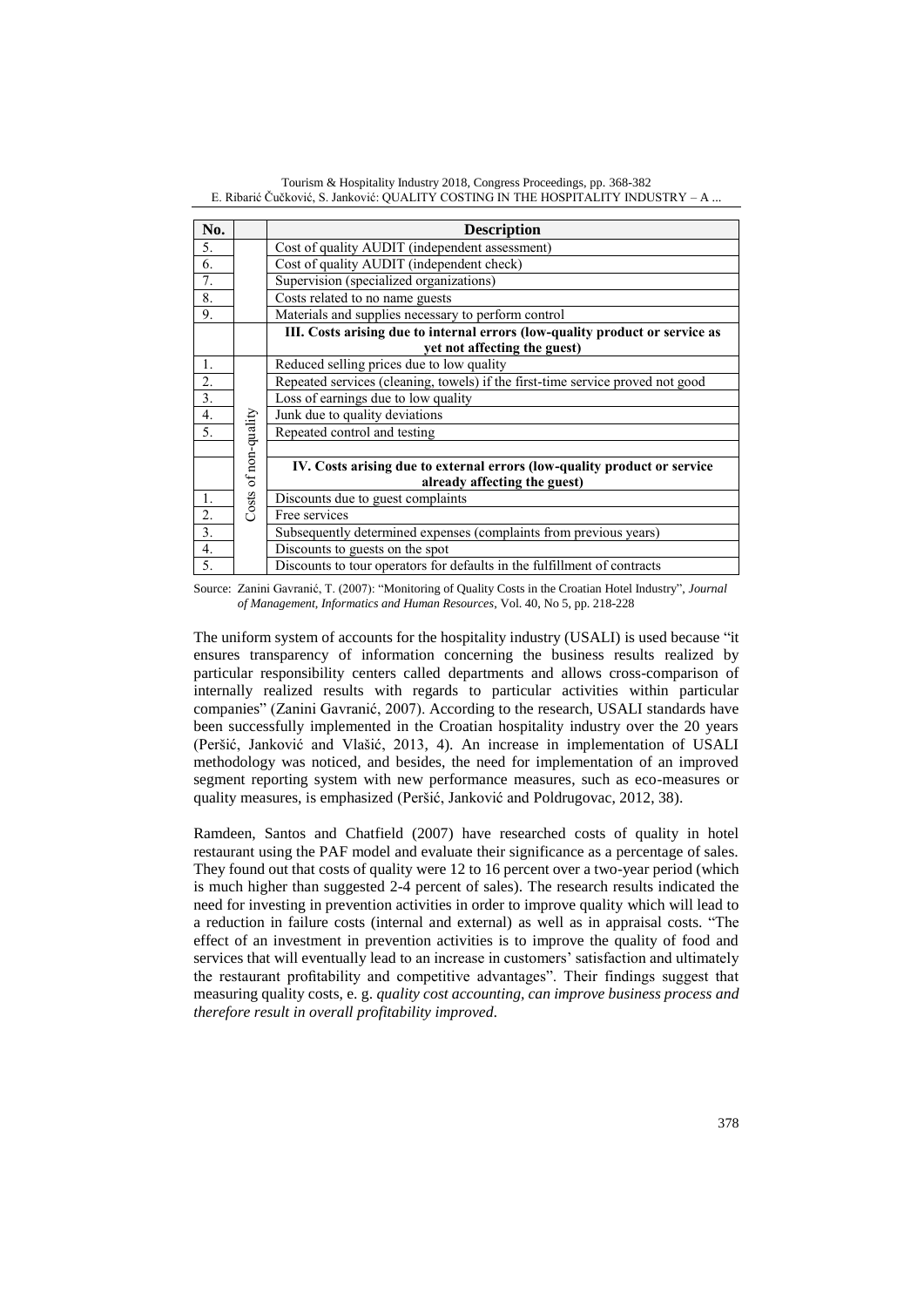| No. | | Description |
|---|---|---|
| 5. | | Cost of quality AUDIT (independent assessment) |
| 6. | | Cost of quality AUDIT (independent check) |
| 7. | | Supervision (specialized organizations) |
| 8. | | Costs related to no name guests |
| 9. | | Materials and supplies necessary to perform control |
| | | **III. Costs arising due to internal errors (low-quality product or service as yet not affecting the guest)** |
| 1. | Costs of non-quality | Reduced selling prices due to low quality |
| 2. | | Repeated services (cleaning, towels) if the first-time service proved not good |
| 3. | | Loss of earnings due to low quality |
| 4. | | Junk due to quality deviations |
| 5. | | Repeated control and testing |
| | | |
| | | **IV. Costs arising due to external errors (low-quality product or service already affecting the guest)** |
| 1. | | Discounts due to guest complaints |
| 2. | | Free services |
| 3. | | Subsequently determined expenses (complaints from previous years) |
| 4. | | Discounts to guests on the spot |
| 5. | | Discounts to tour operators for defaults in the fulfillment of contracts |

Source: Zanini Gavranić, T. (2007): "Monitoring of Quality Costs in the Croatian Hotel Industry", *Journal of Management, Informatics and Human Resources*, Vol. 40, No 5, pp. 218-228

The uniform system of accounts for the hospitality industry (USALI) is used because "it ensures transparency of information concerning the business results realized by particular responsibility centers called departments and allows cross-comparison of internally realized results with regards to particular activities within particular companies" (Zanini Gavranić, 2007). According to the research, USALI standards have been successfully implemented in the Croatian hospitality industry over the 20 years (Peršić, Janković and Vlašić, 2013, 4). An increase in implementation of USALI methodology was noticed, and besides, the need for implementation of an improved segment reporting system with new performance measures, such as eco-measures or quality measures, is emphasized (Peršić, Janković and Poldrugovac, 2012, 38).

Ramdeen, Santos and Chatfield (2007) have researched costs of quality in hotel restaurant using the PAF model and evaluate their significance as a percentage of sales. They found out that costs of quality were 12 to 16 percent over a two-year period (which is much higher than suggested 2-4 percent of sales). The research results indicated the need for investing in prevention activities in order to improve quality which will lead to a reduction in failure costs (internal and external) as well as in appraisal costs. "The effect of an investment in prevention activities is to improve the quality of food and services that will eventually lead to an increase in customers' satisfaction and ultimately the restaurant profitability and competitive advantages". Their findings suggest that measuring quality costs, e. g. *quality cost accounting, can improve business process and therefore result in overall profitability improved*.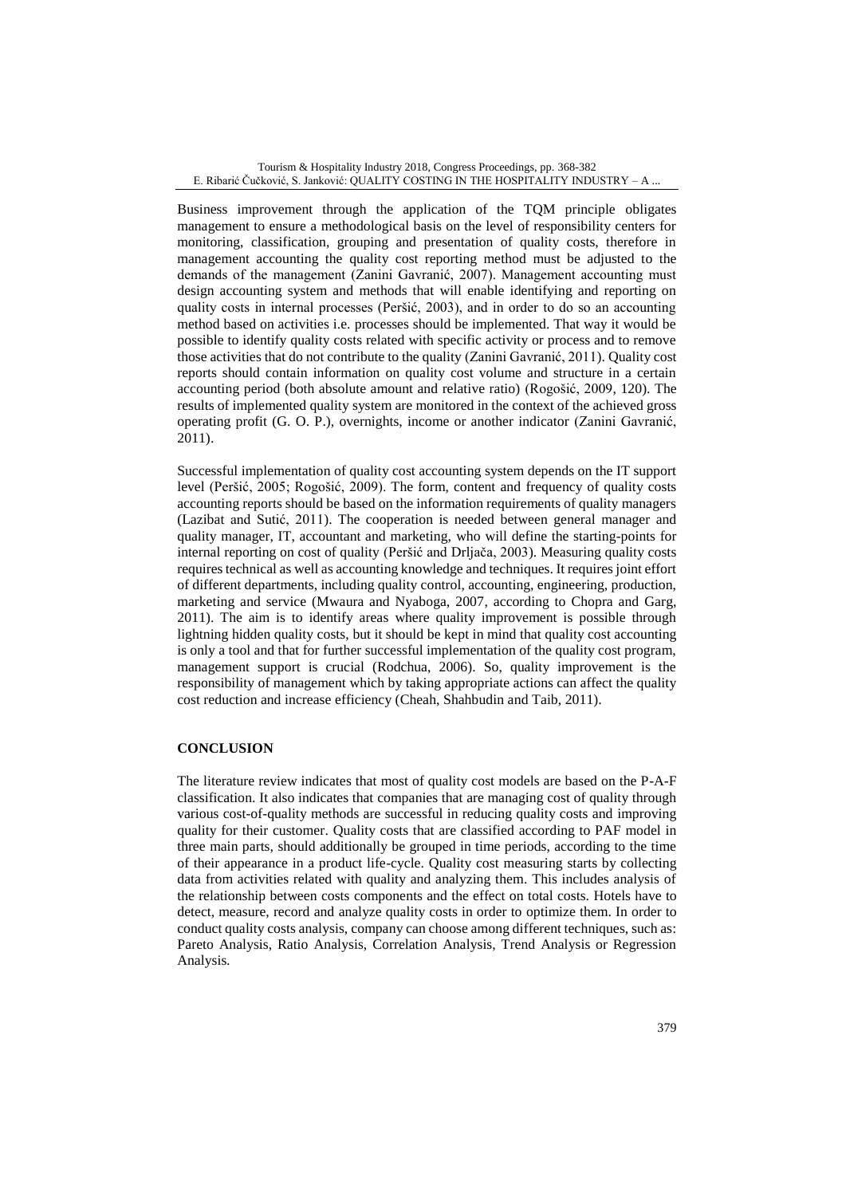Business improvement through the application of the TQM principle obligates management to ensure a methodological basis on the level of responsibility centers for monitoring, classification, grouping and presentation of quality costs, therefore in management accounting the quality cost reporting method must be adjusted to the demands of the management (Zanini Gavranić, 2007). Management accounting must design accounting system and methods that will enable identifying and reporting on quality costs in internal processes (Peršić, 2003), and in order to do so an accounting method based on activities i.e. processes should be implemented. That way it would be possible to identify quality costs related with specific activity or process and to remove those activities that do not contribute to the quality (Zanini Gavranić, 2011). Quality cost reports should contain information on quality cost volume and structure in a certain accounting period (both absolute amount and relative ratio) (Rogošić, 2009, 120). The results of implemented quality system are monitored in the context of the achieved gross operating profit (G. O. P.), overnights, income or another indicator (Zanini Gavranić, 2011).

Successful implementation of quality cost accounting system depends on the IT support level (Peršić, 2005; Rogošić, 2009). The form, content and frequency of quality costs accounting reports should be based on the information requirements of quality managers (Lazibat and Sutić, 2011). The cooperation is needed between general manager and quality manager, IT, accountant and marketing, who will define the starting-points for internal reporting on cost of quality (Peršić and Drljača, 2003). Measuring quality costs requires technical as well as accounting knowledge and techniques. It requires joint effort of different departments, including quality control, accounting, engineering, production, marketing and service (Mwaura and Nyaboga, 2007, according to Chopra and Garg, 2011). The aim is to identify areas where quality improvement is possible through lightning hidden quality costs, but it should be kept in mind that quality cost accounting is only a tool and that for further successful implementation of the quality cost program, management support is crucial (Rodchua, 2006). So, quality improvement is the responsibility of management which by taking appropriate actions can affect the quality cost reduction and increase efficiency (Cheah, Shahbudin and Taib, 2011).

## CONCLUSION

The literature review indicates that most of quality cost models are based on the P-A-F classification. It also indicates that companies that are managing cost of quality through various cost-of-quality methods are successful in reducing quality costs and improving quality for their customer. Quality costs that are classified according to PAF model in three main parts, should additionally be grouped in time periods, according to the time of their appearance in a product life-cycle. Quality cost measuring starts by collecting data from activities related with quality and analyzing them. This includes analysis of the relationship between costs components and the effect on total costs. Hotels have to detect, measure, record and analyze quality costs in order to optimize them. In order to conduct quality costs analysis, company can choose among different techniques, such as: Pareto Analysis, Ratio Analysis, Correlation Analysis, Trend Analysis or Regression Analysis.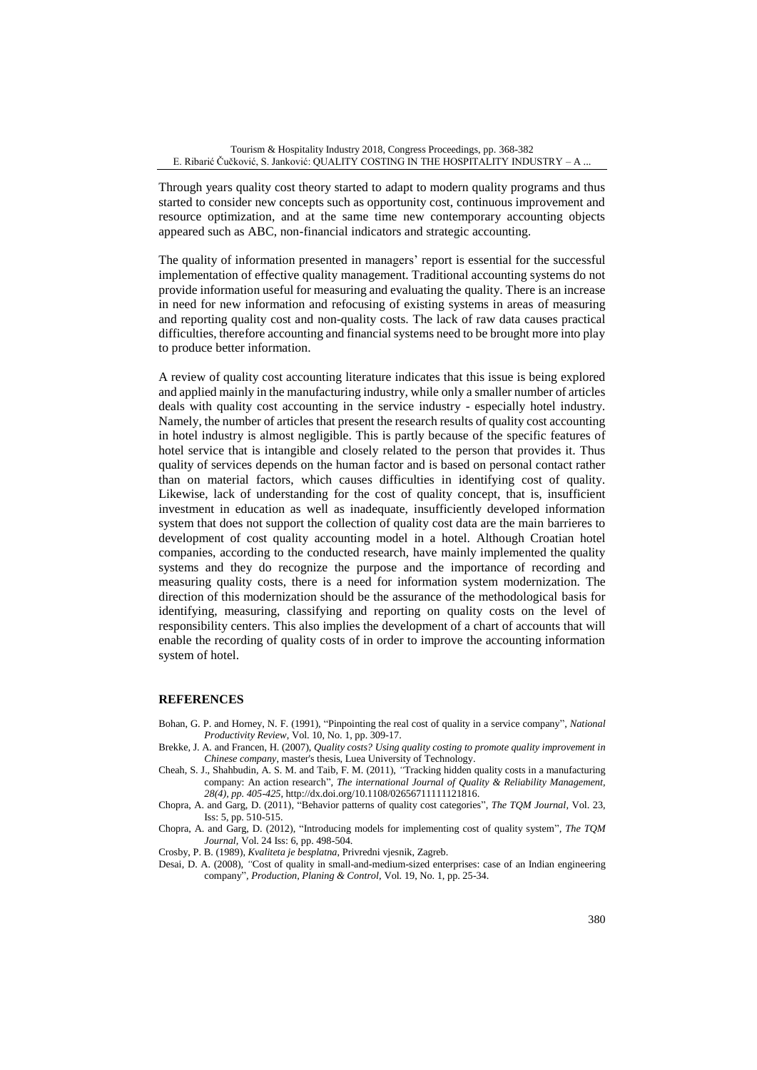Through years quality cost theory started to adapt to modern quality programs and thus started to consider new concepts such as opportunity cost, continuous improvement and resource optimization, and at the same time new contemporary accounting objects appeared such as ABC, non-financial indicators and strategic accounting.

The quality of information presented in managers' report is essential for the successful implementation of effective quality management. Traditional accounting systems do not provide information useful for measuring and evaluating the quality. There is an increase in need for new information and refocusing of existing systems in areas of measuring and reporting quality cost and non-quality costs. The lack of raw data causes practical difficulties, therefore accounting and financial systems need to be brought more into play to produce better information.

A review of quality cost accounting literature indicates that this issue is being explored and applied mainly in the manufacturing industry, while only a smaller number of articles deals with quality cost accounting in the service industry - especially hotel industry. Namely, the number of articles that present the research results of quality cost accounting in hotel industry is almost negligible. This is partly because of the specific features of hotel service that is intangible and closely related to the person that provides it. Thus quality of services depends on the human factor and is based on personal contact rather than on material factors, which causes difficulties in identifying cost of quality. Likewise, lack of understanding for the cost of quality concept, that is, insufficient investment in education as well as inadequate, insufficiently developed information system that does not support the collection of quality cost data are the main barrieres to development of cost quality accounting model in a hotel. Although Croatian hotel companies, according to the conducted research, have mainly implemented the quality systems and they do recognize the purpose and the importance of recording and measuring quality costs, there is a need for information system modernization. The direction of this modernization should be the assurance of the methodological basis for identifying, measuring, classifying and reporting on quality costs on the level of responsibility centers. This also implies the development of a chart of accounts that will enable the recording of quality costs of in order to improve the accounting information system of hotel.

## REFERENCES

Bohan, G. P. and Horney, N. F. (1991), "Pinpointing the real cost of quality in a service company", *National Productivity Review*, Vol. 10, No. 1, pp. 309-17.

Brekke, J. A. and Francen, H. (2007), *Quality costs? Using quality costing to promote quality improvement in Chinese company*, master's thesis, Luea University of Technology.

Cheah, S. J., Shahbudin, A. S. M. and Taib, F. M. (2011), "Tracking hidden quality costs in a manufacturing company: An action research", *The international Journal of Quality & Reliability Management, 28(4), pp. 405-425*, http://dx.doi.org/10.1108/02656711111121816.

Chopra, A. and Garg, D. (2011), "Behavior patterns of quality cost categories", *The TQM Journal*, Vol. 23, Iss: 5, pp. 510-515.

Chopra, A. and Garg, D. (2012), "Introducing models for implementing cost of quality system", *The TQM Journal*, Vol. 24 Iss: 6, pp. 498-504.

Crosby, P. B. (1989), *Kvaliteta je besplatna*, Privredni vjesnik, Zagreb.

Desai, D. A. (2008), "Cost of quality in small-and-medium-sized enterprises: case of an Indian engineering company", *Production, Planing & Control*, Vol. 19, No. 1, pp. 25-34.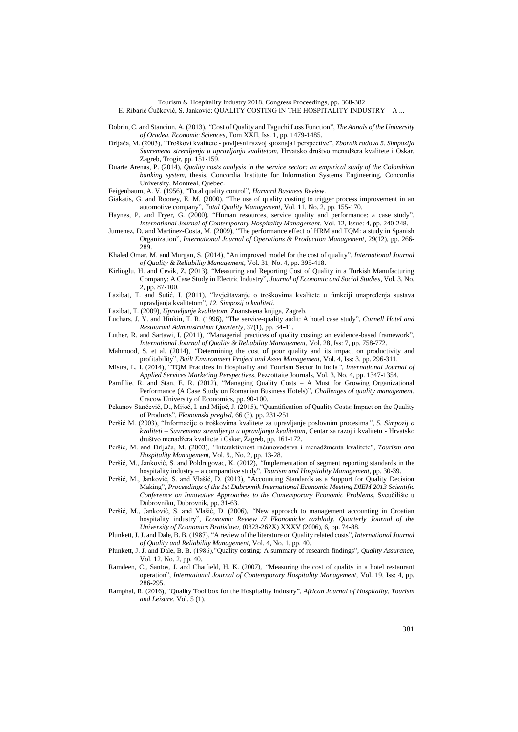Dobrin, C. and Stanciun, A. (2013), "Cost of Quality and Taguchi Loss Function", *The Annals of the University of Oradea. Economic Sciences*, Tom XXII, Iss. 1, pp. 1479-1485.

Drljača, M. (2003), "Troškovi kvalitete - povijesni razvoj spoznaja i perspective", *Zbornik radova 5. Simpozija Suvremena stremljenja u upravljanju kvalitetom*, Hrvatsko društvo menadžera kvalitete i Oskar, Zagreb, Trogir, pp. 151-159.

Duarte Arenas, P. (2014), *Quality costs analysis in the service sector: an empirical study of the Colombian banking system*, thesis, Concordia Institute for Information Systems Engineering, Concordia University, Montreal, Quebec.

Feigenbaum, A. V. (1956), "Total quality control", *Harvard Business Review*.

Giakatis, G. and Rooney, E. M. (2000), "The use of quality costing to trigger process improvement in an automotive company", *Total Quality Management*, Vol. 11, No. 2, pp. 155-170.

Haynes, P. and Fryer, G. (2000), "Human resources, service quality and performance: a case study", *International Journal of Contemporary Hospitality Management*, Vol. 12, Issue: 4, pp. 240-248.

Jumenez, D. and Martinez-Costa, M. (2009), "The performance effect of HRM and TQM: a study in Spanish Organization", *International Journal of Operations & Production Management*, 29(12), pp. 266-289.

Khaled Omar, M. and Murgan, S. (2014), "An improved model for the cost of quality", *International Journal of Quality & Reliability Management*, Vol. 31, No. 4, pp. 395-418.

Kirlioglu, H. and Cevik, Z. (2013), "Measuring and Reporting Cost of Quality in a Turkish Manufacturing Company: A Case Study in Electric Industry", *Journal of Economic and Social Studies*, Vol. 3, No. 2, pp. 87-100.

Lazibat, T. and Sutić, I. (2011), "Izvještavanje o troškovima kvalitete u funkciji unapređenja sustava upravljanja kvalitetom", *12. Simpozij o kvaliteti*.

Lazibat, T. (2009), *Upravljanje kvalitetom*, Znanstvena knjiga, Zagreb.

Luchars, J. Y. and Hinkin, T. R. (1996), "The service-quality audit: A hotel case study", *Cornell Hotel and Restaurant Administration Quarterly*, 37(1), pp. 34-41.

Luther, R. and Sartawi, I. (2011), "Managerial practices of quality costing: an evidence-based framework", *International Journal of Quality & Reliability Management*, Vol. 28, Iss: 7, pp. 758-772.

Mahmood, S. et al. (2014), "Determining the cost of poor quality and its impact on productivity and profitability", *Built Environment Project and Asset Management*, Vol. 4, Iss: 3, pp. 296-311.

Mistra, L. I. (2014), "TQM Practices in Hospitality and Tourism Sector in India", *International Journal of Applied Services Marketing Perspectives*, Pezzottaite Journals, Vol. 3, No. 4, pp. 1347-1354.

Pamfilie, R. and Stan, E. R. (2012), "Managing Quality Costs – A Must for Growing Organizational Performance (A Case Study on Romanian Business Hotels)", *Challenges of quality management*, Cracow University of Economics, pp. 90-100.

Pekanov Starčević, D., Mijoč, I. and Mijoč, J. (2015), "Quantification of Quality Costs: Impact on the Quality of Products", *Ekonomski pregled*, 66 (3), pp. 231-251.

Peršić M. (2003), "Informacije o troškovima kvalitete za upravljanje poslovnim procesima", *5. Simpozij o kvaliteti – Suvremena stremljenja u upravljanju kvalitetom*, Centar za razoj i kvalitetu - Hrvatsko društvo menadžera kvalitete i Oskar, Zagreb, pp. 161-172.

Peršić, M. and Drljača, M. (2003), "Interaktivnost računovodstva i menadžmenta kvalitete", *Tourism and Hospitality Management*, Vol. 9., No. 2, pp. 13-28.

Peršić, M., Janković, S. and Poldrugovac, K. (2012), "Implementation of segment reporting standards in the hospitality industry – a comparative study", *Tourism and Hospitality Management*, pp. 30-39.

Peršić, M., Janković, S. and Vlašić, D. (2013), "Accounting Standards as a Support for Quality Decision Making", *Proceedings of the 1st Dubrovnik International Economic Meeting DIEM 2013 Scientific Conference on Innovative Approaches to the Contemporary Economic Problems*, Sveučilište u Dubrovniku, Dubrovnik, pp. 31-63.

Peršić, M., Janković, S. and Vlašić, D. (2006), "New approach to management accounting in Croatian hospitality industry", *Economic Review /7 Ekonomicke razhlady, Quarterly Journal of the University of Economics Bratislava*, (0323-262X) XXXV (2006), 6, pp. 74-88.

Plunkett, J. J. and Dale, B. B. (1987), "A review of the literature on Quality related costs", *International Journal of Quality and Reliability Management*, Vol. 4, No. 1, pp. 40.

Plunkett, J. J. and Dale, B. B. (1986),"Quality costing: A summary of research findings", *Quality Assurance*, Vol. 12, No. 2, pp. 40.

Ramdeen, C., Santos, J. and Chatfield, H. K. (2007), "Measuring the cost of quality in a hotel restaurant operation", *International Journal of Contemporary Hospitality Management*, Vol. 19, Iss: 4, pp. 286-295.

Ramphal, R. (2016), "Quality Tool box for the Hospitality Industry", *African Journal of Hospitality, Tourism and Leisure*, Vol. 5 (1).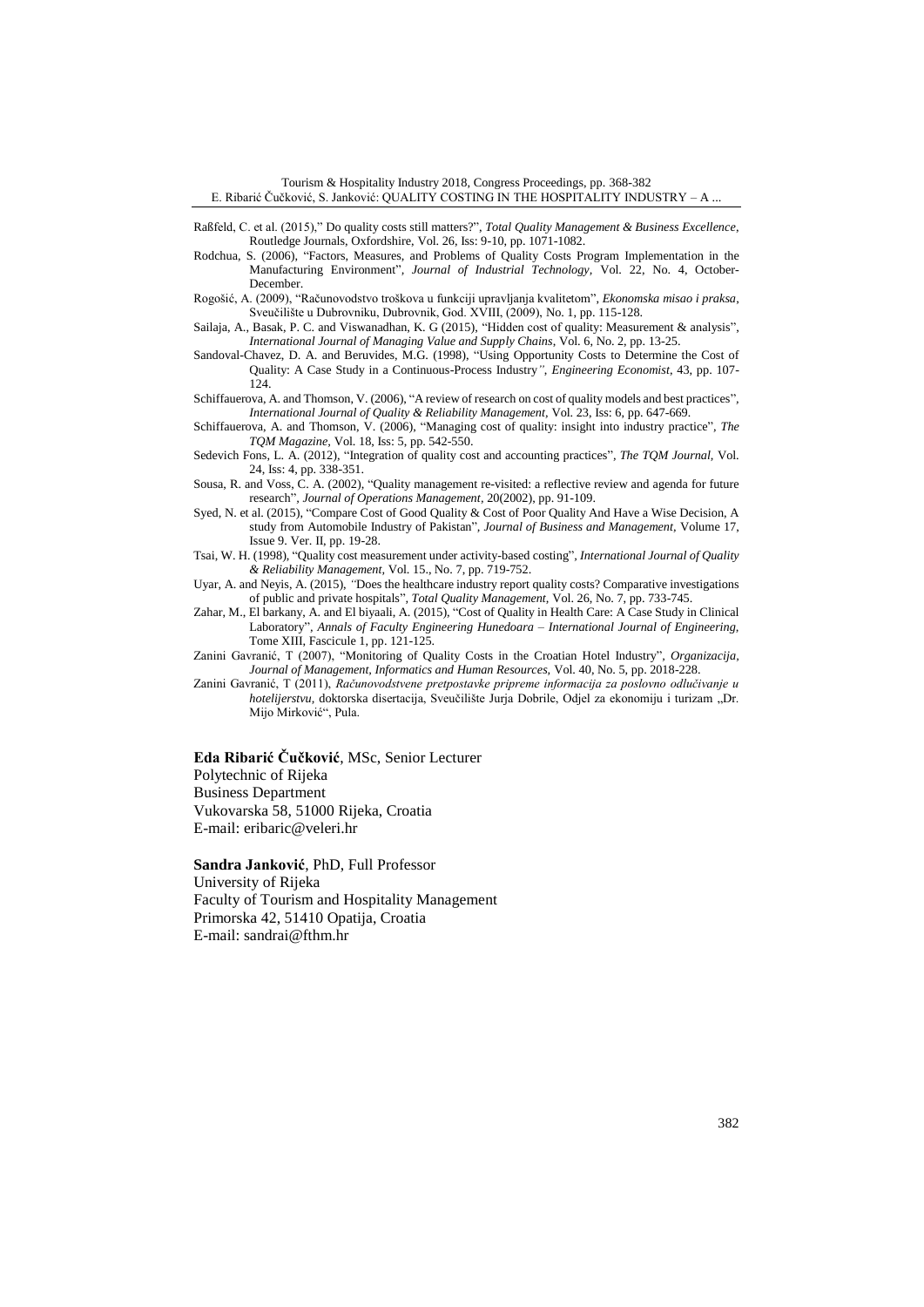Raßfeld, C. et al. (2015)," Do quality costs still matters?", *Total Quality Management & Business Excellence*, Routledge Journals, Oxfordshire, Vol. 26, Iss: 9-10, pp. 1071-1082.

Rodchua, S. (2006), "Factors, Measures, and Problems of Quality Costs Program Implementation in the Manufacturing Environment", *Journal of Industrial Technology*, Vol. 22, No. 4, October-December.

Rogošić, A. (2009), "Računovodstvo troškova u funkciji upravljanja kvalitetom", *Ekonomska misao i praksa*, Sveučilište u Dubrovniku, Dubrovnik, God. XVIII, (2009), No. 1, pp. 115-128.

Sailaja, A., Basak, P. C. and Viswanadhan, K. G (2015), "Hidden cost of quality: Measurement & analysis", *International Journal of Managing Value and Supply Chains*, Vol. 6, No. 2, pp. 13-25.

Sandoval-Chavez, D. A. and Beruvides, M.G. (1998), "Using Opportunity Costs to Determine the Cost of Quality: A Case Study in a Continuous-Process Industry", *Engineering Economist*, 43, pp. 107-124.

Schiffauerova, A. and Thomson, V. (2006), "A review of research on cost of quality models and best practices", *International Journal of Quality & Reliability Management*, Vol. 23, Iss: 6, pp. 647-669.

Schiffauerova, A. and Thomson, V. (2006), "Managing cost of quality: insight into industry practice", *The TQM Magazine*, Vol. 18, Iss: 5, pp. 542-550.

Sedevich Fons, L. A. (2012), "Integration of quality cost and accounting practices", *The TQM Journal*, Vol. 24, Iss: 4, pp. 338-351.

Sousa, R. and Voss, C. A. (2002), "Quality management re-visited: a reflective review and agenda for future research", *Journal of Operations Management*, 20(2002), pp. 91-109.

Syed, N. et al. (2015), "Compare Cost of Good Quality & Cost of Poor Quality And Have a Wise Decision, A study from Automobile Industry of Pakistan", *Journal of Business and Management*, Volume 17, Issue 9. Ver. II, pp. 19-28.

Tsai, W. H. (1998), "Quality cost measurement under activity-based costing", *International Journal of Quality & Reliability Management*, Vol. 15., No. 7, pp. 719-752.

Uyar, A. and Neyis, A. (2015), "Does the healthcare industry report quality costs? Comparative investigations of public and private hospitals", *Total Quality Management*, Vol. 26, No. 7, pp. 733-745.

Zahar, M., El barkany, A. and El biyaali, A. (2015), "Cost of Quality in Health Care: A Case Study in Clinical Laboratory", *Annals of Faculty Engineering Hunedoara – International Journal of Engineering*, Tome XIII, Fascicule 1, pp. 121-125.

Zanini Gavranić, T (2007), "Monitoring of Quality Costs in the Croatian Hotel Industry", *Organizacija, Journal of Management, Informatics and Human Resources*, Vol. 40, No. 5, pp. 2018-228.

Zanini Gavranić, T (2011), *Računovodstvene pretpostavke pripreme informacija za poslovno odlučivanje u hotelijerstvu*, doktorska disertacija, Sveučilište Jurja Dobrile, Odjel za ekonomiju i turizam „Dr. Mijo Mirković", Pula.

**Eda Ribarić Čučković**, MSc, Senior Lecturer
Polytechnic of Rijeka
Business Department
Vukovarska 58, 51000 Rijeka, Croatia
E-mail: eribaric@veleri.hr

**Sandra Janković**, PhD, Full Professor
University of Rijeka
Faculty of Tourism and Hospitality Management
Primorska 42, 51410 Opatija, Croatia
E-mail: sandrai@fthm.hr